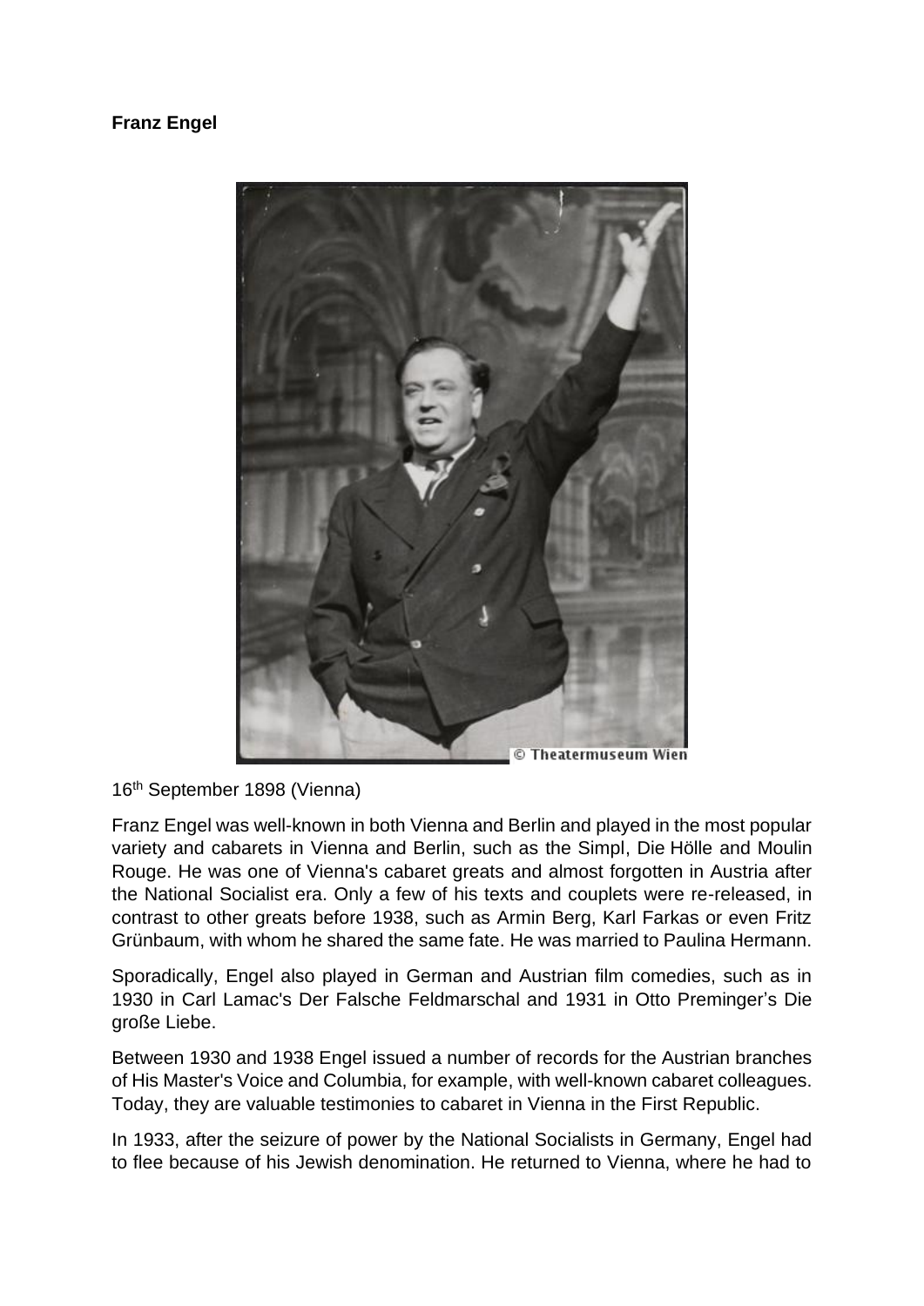**Franz Engel**

© Theatermuseum Wien

16th September 1898 (Vienna)

Franz Engel was well-known in both Vienna and Berlin and played in the most popular variety and cabarets in Vienna and Berlin, such as the Simpl, Die Hölle and Moulin Rouge. He was one of Vienna's cabaret greats and almost forgotten in Austria after the National Socialist era. Only a few of his texts and couplets were re-released, in contrast to other greats before 1938, such as Armin Berg, Karl Farkas or even Fritz Grünbaum, with whom he shared the same fate. He was married to Paulina Hermann.

Sporadically, Engel also played in German and Austrian film comedies, such as in 1930 in Carl Lamac's Der Falsche Feldmarschal and 1931 in Otto Preminger's Die große Liebe.

Between 1930 and 1938 Engel issued a number of records for the Austrian branches of His Master's Voice and Columbia, for example, with well-known cabaret colleagues. Today, they are valuable testimonies to cabaret in Vienna in the First Republic.

In 1933, after the seizure of power by the National Socialists in Germany, Engel had to flee because of his Jewish denomination. He returned to Vienna, where he had to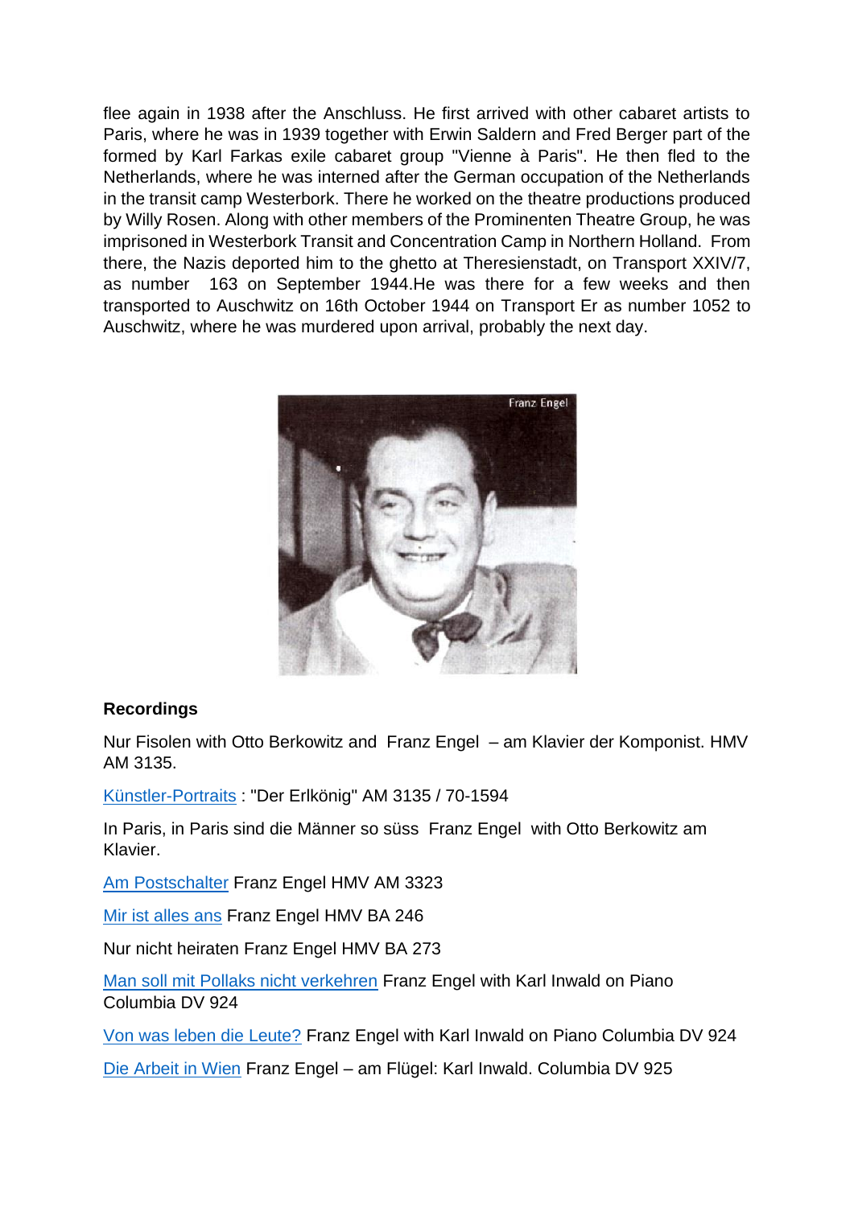flee again in 1938 after the Anschluss. He first arrived with other cabaret artists to Paris, where he was in 1939 together with Erwin Saldern and Fred Berger part of the formed by Karl Farkas exile cabaret group "Vienne à Paris". He then fled to the Netherlands, where he was interned after the German occupation of the Netherlands in the transit camp Westerbork. There he worked on the theatre productions produced by Willy Rosen. Along with other members of the Prominenten Theatre Group, he was imprisoned in Westerbork Transit and Concentration Camp in Northern Holland. From there, the Nazis deported him to the ghetto at Theresienstadt, on Transport XXIV/7, as number 163 on September 1944.He was there for a few weeks and then transported to Auschwitz on 16th October 1944 on Transport Er as number 1052 to Auschwitz, where he was murdered upon arrival, probably the next day.

Franz Engel

**Recordings**

Nur Fisolen with Otto Berkowitz and Franz Engel – am Klavier der Komponist. HMV AM 3135.

Künstler-Portraits : "Der Erlkönig" AM 3135 / 70-1594

In Paris, in Paris sind die Männer so süss Franz Engel with Otto Berkowitz am Klavier.

Am Postschalter Franz Engel HMV AM 3323

Mir ist alles ans Franz Engel HMV BA 246

Nur nicht heiraten Franz Engel HMV BA 273

Man soll mit Pollaks nicht verkehren Franz Engel with Karl Inwald on Piano Columbia DV 924

Von was leben die Leute? Franz Engel with Karl Inwald on Piano Columbia DV 924

Die Arbeit in Wien Franz Engel – am Flügel: Karl Inwald. Columbia DV 925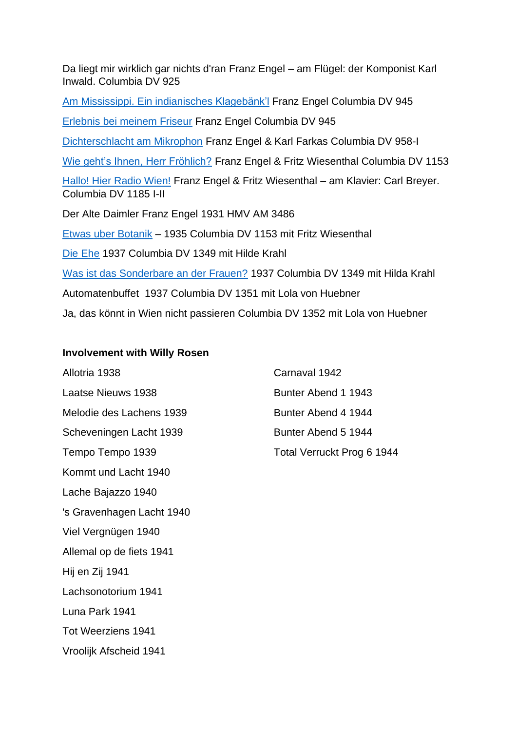Da liegt mir wirklich gar nichts d'ran Franz Engel – am Flügel: der Komponist Karl Inwald. Columbia DV 925

Am Mississippi. Ein indianisches Klagebänk'l Franz Engel Columbia DV 945

Erlebnis bei meinem Friseur Franz Engel Columbia DV 945

Dichterschlacht am Mikrophon Franz Engel & Karl Farkas Columbia DV 958-I

Wie geht's Ihnen, Herr Fröhlich? Franz Engel & Fritz Wiesenthal Columbia DV 1153

Hallo! Hier Radio Wien! Franz Engel & Fritz Wiesenthal – am Klavier: Carl Breyer. Columbia DV 1185 I-II

Der Alte Daimler Franz Engel 1931 HMV AM 3486

Etwas uber Botanik – 1935 Columbia DV 1153 mit Fritz Wiesenthal

Die Ehe 1937 Columbia DV 1349 mit Hilde Krahl

Was ist das Sonderbare an der Frauen? 1937 Columbia DV 1349 mit Hilda Krahl

Automatenbuffet 1937 Columbia DV 1351 mit Lola von Huebner

Ja, das könnt in Wien nicht passieren Columbia DV 1352 mit Lola von Huebner

**Involvement with Willy Rosen**

Allotria 1938

Laatse Nieuws 1938

Melodie des Lachens 1939

Scheveningen Lacht 1939

Tempo Tempo 1939

Kommt und Lacht 1940

Lache Bajazzo 1940

's Gravenhagen Lacht 1940

Viel Vergnügen 1940

Allemal op de fiets 1941

Hij en Zij 1941

Lachsonotorium 1941

Luna Park 1941

Tot Weerziens 1941

Vroolijk Afscheid 1941

Carnaval 1942

Bunter Abend 1 1943

Bunter Abend 4 1944

Bunter Abend 5 1944

Total Verruckt Prog 6 1944